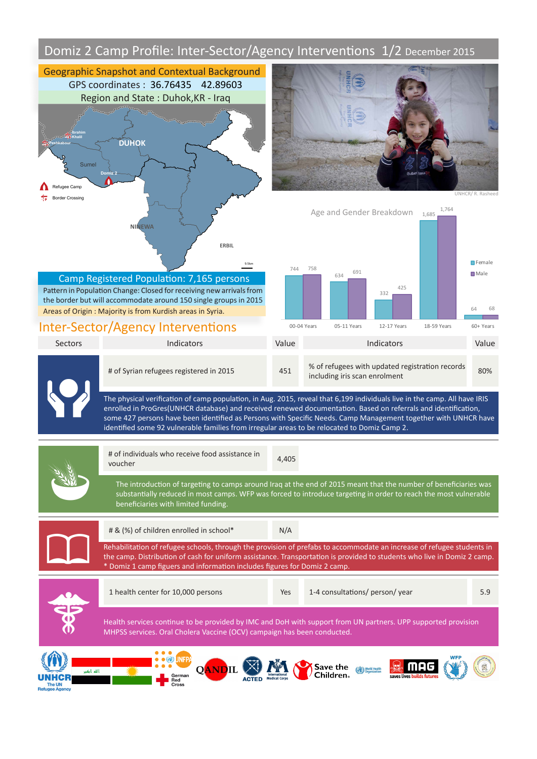# Domiz 2 Camp Profile: Inter-Sector/Agency Interventions 1/2 December 2015

## Geographic Snapshot and Contextual Background

GPS coordinates : 36.76435 42.89603

Region and State : Duhok,KR - Iraq

Ibrahim Khalil
Peshkabour
DUHOK
Sumel
Domiz 2
NINEWA
ERBIL
Refugee Camp
Border Crossing

UNHCR/ R. Rasheed

**Camp Registered Population: 7,165 persons**

Pattern in Population Change: Closed for receiving new arrivals from the border but will accommodate around 150 single groups in 2015

Areas of Origin : Majority is from Kurdish areas in Syria.

Age and Gender Breakdown

744
758
634
691
332
425
1,685
1,764
64
68
00-04 Years
05-11 Years
12-17 Years
18-59 Years
60+ Years
Female
Male

## Inter-Sector/Agency Interventions

| Sectors | Indicators | Value | Indicators | Value |
|---|---|---|---|---|
| Protection | # of Syrian refugees registered in 2015 | 451 | % of refugees with updated registration records including iris scan enrolment | 80% |

The physical verification of camp population, in Aug. 2015, reveal that 6,199 individuals live in the camp. All have IRIS enrolled in ProGres(UNHCR database) and received renewed documentation. Based on referrals and identification, some 427 persons have been identified as Persons with Specific Needs. Camp Management together with UNHCR have identified some 92 vulnerable families from irregular areas to be relocated to Domiz Camp 2.

| Sectors | Indicators | Value |
|---|---|---|
| Food | # of individuals who receive food assistance in voucher | 4,405 |

The introduction of targeting to camps around Iraq at the end of 2015 meant that the number of beneficiaries was substantially reduced in most camps. WFP was forced to introduce targeting in order to reach the most vulnerable beneficiaries with limited funding.

| Sectors | Indicators | Value |
|---|---|---|
| Education | # & (%) of children enrolled in school* | N/A |

Rehabilitation of refugee schools, through the provision of prefabs to accommodate an increase of refugee students in the camp. Distribution of cash for uniform assistance. Transportation is provided to students who live in Domiz 2 camp.
* Domiz 1 camp figuers and information includes figures for Domiz 2 camp.

| Sectors | Indicators | Value | Indicators | Value |
|---|---|---|---|---|
| Health | 1 health center for 10,000 persons | Yes | 1-4 consultations/ person/ year | 5.9 |

Health services continue to be provided by IMC and DoH with support from UN partners. UPP supported provision MHPSS services. Oral Cholera Vaccine (OCV) campaign has been conducted.

UNHCR The UN Refugee Agency · UNFPA · German Red Cross · QANDIL · ACTED · International Medical Corps · Save the Children · World Health Organization · MAG saves lives builds futures · WFP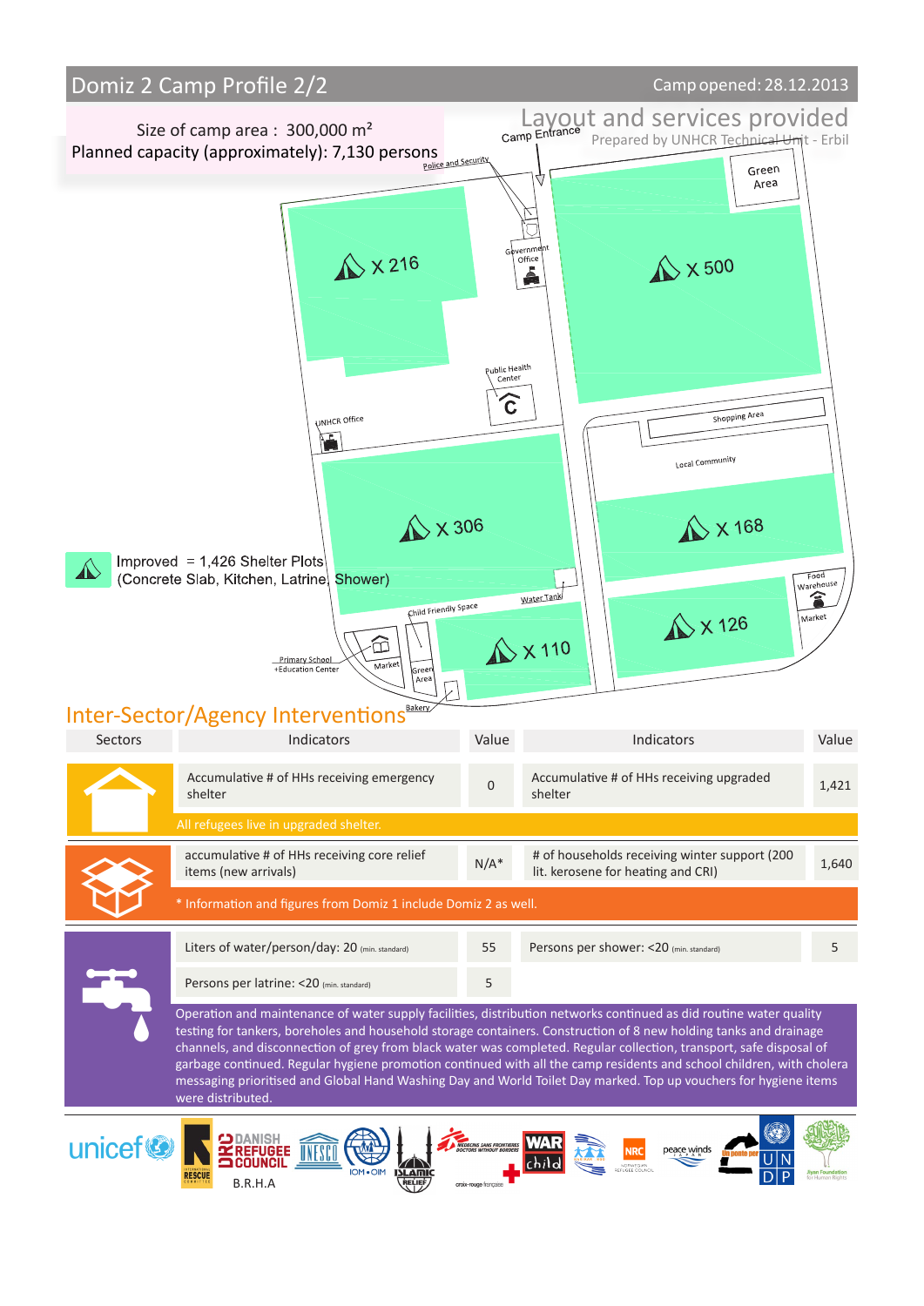# Domiz 2 Camp Profile 2/2

Camp opened: 28.12.2013

Size of camp area : 300,000 m²
Planned capacity (approximately): 7,130 persons

## Layout and services provided

Prepared by UNHCR Technical Unit - Erbil

Camp Entrance
Police and Security
Government Office
Green Area
X 216
X 500
Public Health Center
UNHCR Office
Shopping Area
Local Community
X 306
X 168
Improved = 1,426 Shelter Plots (Concrete Slab, Kitchen, Latrine, Shower)
Food Warehouse
Market
Water Tank
Child Friendly Space
X 126
X 110
Primary School +Education Center
Market
Green Area
Bakery

## Inter-Sector/Agency Interventions

| Sectors | Indicators | Value | Indicators | Value |
|---|---|---|---|---|
| Shelter | Accumulative # of HHs receiving emergency shelter | 0 | Accumulative # of HHs receiving upgraded shelter | 1,421 |
| | All refugees live in upgraded shelter. | | | |
| Core relief items | accumulative # of HHs receiving core relief items (new arrivals) | N/A* | # of households receiving winter support (200 lit. kerosene for heating and CRI) | 1,640 |
| | * Information and figures from Domiz 1 include Domiz 2 as well. | | | |
| WASH | Liters of water/person/day: 20 (min. standard) | 55 | Persons per shower: <20 (min. standard) | 5 |
| | Persons per latrine: <20 (min. standard) | 5 | | |

Operation and maintenance of water supply facilities, distribution networks continued as did routine water quality testing for tankers, boreholes and household storage containers. Construction of 8 new holding tanks and drainage channels, and disconnection of grey from black water was completed. Regular collection, transport, safe disposal of garbage continued. Regular hygiene promotion continued with all the camp residents and school children, with cholera messaging prioritised and Global Hand Washing Day and World Toilet Day marked. Top up vouchers for hygiene items were distributed.

unicef · International Rescue Committee · Danish Refugee Council · B.R.H.A · UNESCO · IOM • OIM · Islamic Relief · Médecins Sans Frontières · croix-rouge française · War Child · NRC Norwegian Refugee Council · peace winds Japan · Un ponte per · UNDP · Jiyan Foundation for Human Rights